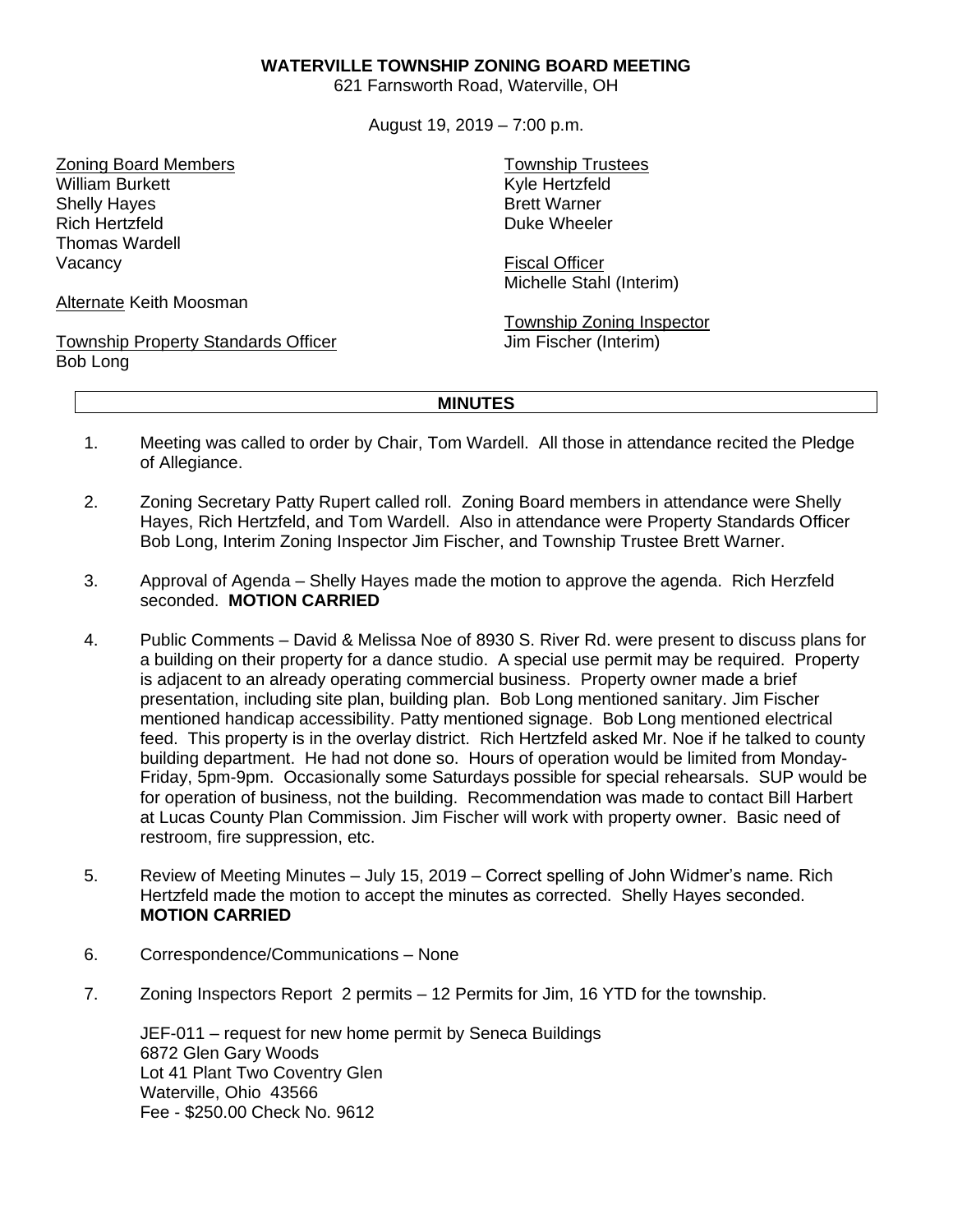**WATERVILLE TOWNSHIP ZONING BOARD MEETING**
621 Farnsworth Road, Waterville, OH

August 19, 2019 – 7:00 p.m.

Zoning Board Members
William Burkett
Shelly Hayes
Rich Hertzfeld
Thomas Wardell
Vacancy

Alternate Keith Moosman

Township Property Standards Officer
Bob Long

Township Trustees
Kyle Hertzfeld
Brett Warner
Duke Wheeler

Fiscal Officer
Michelle Stahl (Interim)

Township Zoning Inspector
Jim Fischer (Interim)

**MINUTES**

1. Meeting was called to order by Chair, Tom Wardell. All those in attendance recited the Pledge of Allegiance.

2. Zoning Secretary Patty Rupert called roll. Zoning Board members in attendance were Shelly Hayes, Rich Hertzfeld, and Tom Wardell. Also in attendance were Property Standards Officer Bob Long, Interim Zoning Inspector Jim Fischer, and Township Trustee Brett Warner.

3. Approval of Agenda – Shelly Hayes made the motion to approve the agenda. Rich Herzfeld seconded. **MOTION CARRIED**

4. Public Comments – David & Melissa Noe of 8930 S. River Rd. were present to discuss plans for a building on their property for a dance studio. A special use permit may be required. Property is adjacent to an already operating commercial business. Property owner made a brief presentation, including site plan, building plan. Bob Long mentioned sanitary. Jim Fischer mentioned handicap accessibility. Patty mentioned signage. Bob Long mentioned electrical feed. This property is in the overlay district. Rich Hertzfeld asked Mr. Noe if he talked to county building department. He had not done so. Hours of operation would be limited from Monday-Friday, 5pm-9pm. Occasionally some Saturdays possible for special rehearsals. SUP would be for operation of business, not the building. Recommendation was made to contact Bill Harbert at Lucas County Plan Commission. Jim Fischer will work with property owner. Basic need of restroom, fire suppression, etc.

5. Review of Meeting Minutes – July 15, 2019 – Correct spelling of John Widmer's name. Rich Hertzfeld made the motion to accept the minutes as corrected. Shelly Hayes seconded. **MOTION CARRIED**

6. Correspondence/Communications – None

7. Zoning Inspectors Report 2 permits – 12 Permits for Jim, 16 YTD for the township.

   JEF-011 – request for new home permit by Seneca Buildings
   6872 Glen Gary Woods
   Lot 41 Plant Two Coventry Glen
   Waterville, Ohio 43566
   Fee - $250.00 Check No. 9612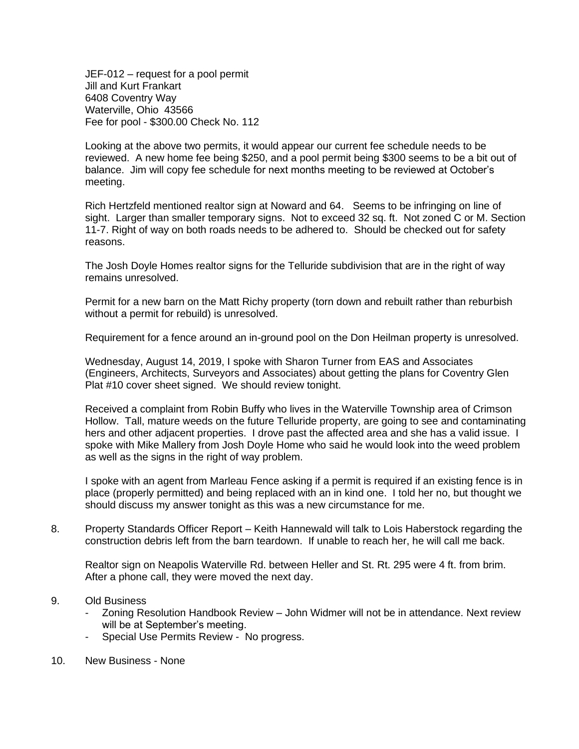JEF-012 – request for a pool permit
Jill and Kurt Frankart
6408 Coventry Way
Waterville, Ohio 43566
Fee for pool - $300.00 Check No. 112

Looking at the above two permits, it would appear our current fee schedule needs to be reviewed. A new home fee being $250, and a pool permit being $300 seems to be a bit out of balance. Jim will copy fee schedule for next months meeting to be reviewed at October's meeting.

Rich Hertzfeld mentioned realtor sign at Noward and 64. Seems to be infringing on line of sight. Larger than smaller temporary signs. Not to exceed 32 sq. ft. Not zoned C or M. Section 11-7. Right of way on both roads needs to be adhered to. Should be checked out for safety reasons.

The Josh Doyle Homes realtor signs for the Telluride subdivision that are in the right of way remains unresolved.

Permit for a new barn on the Matt Richy property (torn down and rebuilt rather than reburbish without a permit for rebuild) is unresolved.

Requirement for a fence around an in-ground pool on the Don Heilman property is unresolved.

Wednesday, August 14, 2019, I spoke with Sharon Turner from EAS and Associates (Engineers, Architects, Surveyors and Associates) about getting the plans for Coventry Glen Plat #10 cover sheet signed. We should review tonight.

Received a complaint from Robin Buffy who lives in the Waterville Township area of Crimson Hollow. Tall, mature weeds on the future Telluride property, are going to see and contaminating hers and other adjacent properties. I drove past the affected area and she has a valid issue. I spoke with Mike Mallery from Josh Doyle Home who said he would look into the weed problem as well as the signs in the right of way problem.

I spoke with an agent from Marleau Fence asking if a permit is required if an existing fence is in place (properly permitted) and being replaced with an in kind one. I told her no, but thought we should discuss my answer tonight as this was a new circumstance for me.

8. Property Standards Officer Report – Keith Hannewald will talk to Lois Haberstock regarding the construction debris left from the barn teardown. If unable to reach her, he will call me back.

   Realtor sign on Neapolis Waterville Rd. between Heller and St. Rt. 295 were 4 ft. from brim. After a phone call, they were moved the next day.

9. Old Business
   - Zoning Resolution Handbook Review – John Widmer will not be in attendance. Next review will be at September's meeting.
   - Special Use Permits Review - No progress.

10. New Business - None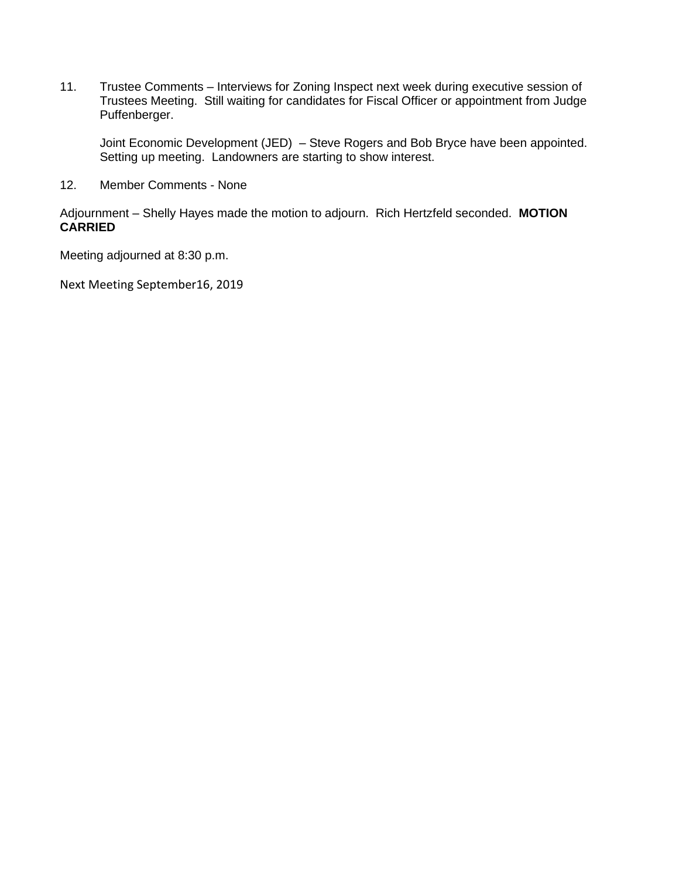11. Trustee Comments – Interviews for Zoning Inspect next week during executive session of Trustees Meeting. Still waiting for candidates for Fiscal Officer or appointment from Judge Puffenberger.

    Joint Economic Development (JED) – Steve Rogers and Bob Bryce have been appointed. Setting up meeting. Landowners are starting to show interest.

12. Member Comments - None

Adjournment – Shelly Hayes made the motion to adjourn. Rich Hertzfeld seconded. **MOTION CARRIED**

Meeting adjourned at 8:30 p.m.

Next Meeting September16, 2019